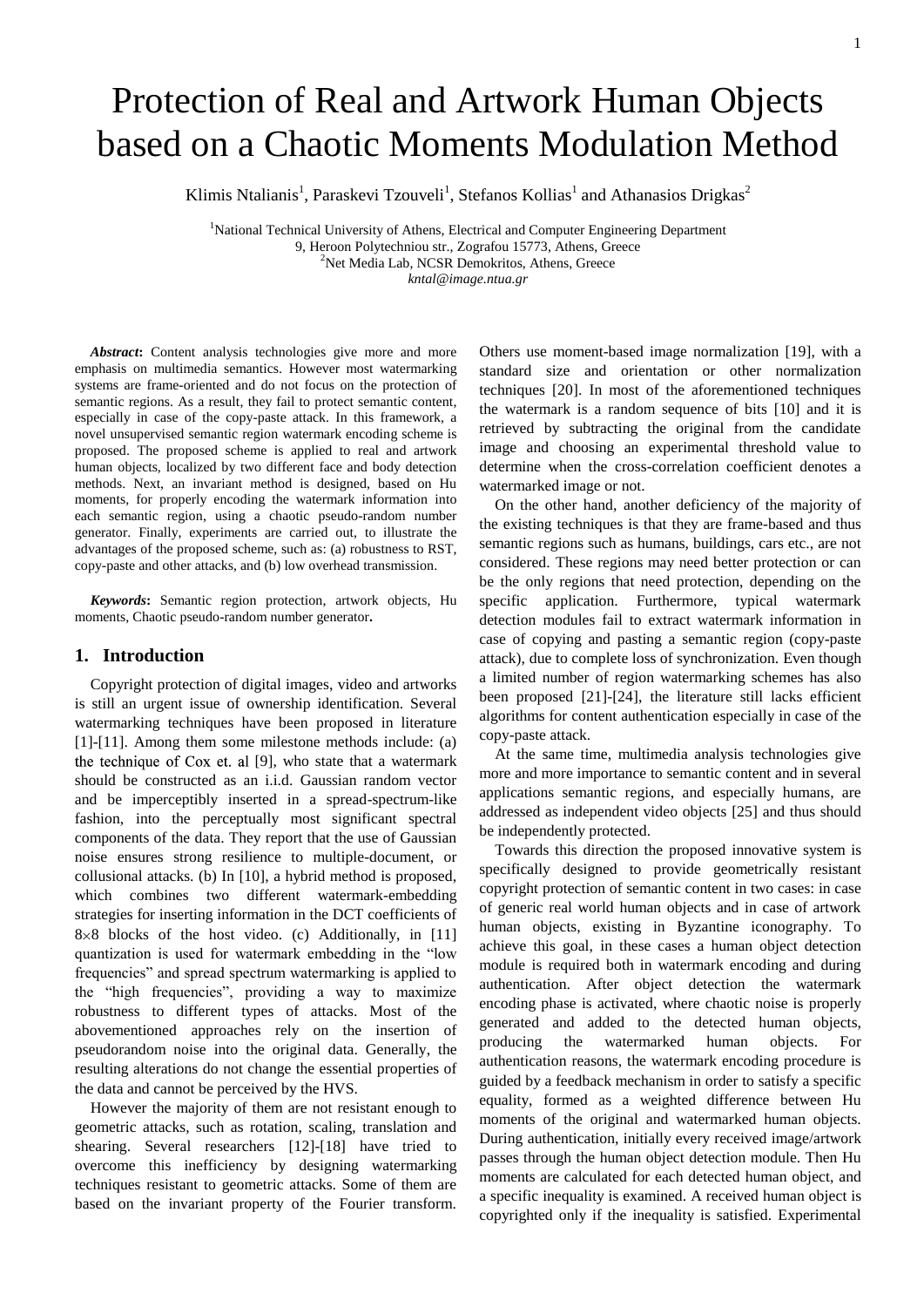# Protection of Real and Artwork Human Objects based on a Chaotic Moments Modulation Method

Klimis Ntalianis[1], Paraskevi Tzouveli[1], Stefanos Kollias[1] and Athanasios Drigkas[2]

[1]National Technical University of Athens, Electrical and Computer Engineering Department
9, Heroon Polytechniou str., Zografou 15773, Athens, Greece
[2]Net Media Lab, NCSR Demokritos, Athens, Greece
*kntal@image.ntua.gr*

***Abstract*:** Content analysis technologies give more and more emphasis on multimedia semantics. However most watermarking systems are frame-oriented and do not focus on the protection of semantic regions. As a result, they fail to protect semantic content, especially in case of the copy-paste attack. In this framework, a novel unsupervised semantic region watermark encoding scheme is proposed. The proposed scheme is applied to real and artwork human objects, localized by two different face and body detection methods. Next, an invariant method is designed, based on Hu moments, for properly encoding the watermark information into each semantic region, using a chaotic pseudo-random number generator. Finally, experiments are carried out, to illustrate the advantages of the proposed scheme, such as: (a) robustness to RST, copy-paste and other attacks, and (b) low overhead transmission.

***Keywords*:** Semantic region protection, artwork objects, Hu moments, Chaotic pseudo-random number generator**.**

## 1. Introduction

Copyright protection of digital images, video and artworks is still an urgent issue of ownership identification. Several watermarking techniques have been proposed in literature [1]-[11]. Among them some milestone methods include: (a) the technique of Cox et. al [9], who state that a watermark should be constructed as an i.i.d. Gaussian random vector and be imperceptibly inserted in a spread-spectrum-like fashion, into the perceptually most significant spectral components of the data. They report that the use of Gaussian noise ensures strong resilience to multiple-document, or collusional attacks. (b) In [10], a hybrid method is proposed, which combines two different watermark-embedding strategies for inserting information in the DCT coefficients of $8\times8$ blocks of the host video. (c) Additionally, in [11] quantization is used for watermark embedding in the "low frequencies" and spread spectrum watermarking is applied to the "high frequencies", providing a way to maximize robustness to different types of attacks. Most of the abovementioned approaches rely on the insertion of pseudorandom noise into the original data. Generally, the resulting alterations do not change the essential properties of the data and cannot be perceived by the HVS.

However the majority of them are not resistant enough to geometric attacks, such as rotation, scaling, translation and shearing. Several researchers [12]-[18] have tried to overcome this inefficiency by designing watermarking techniques resistant to geometric attacks. Some of them are based on the invariant property of the Fourier transform. Others use moment-based image normalization [19], with a standard size and orientation or other normalization techniques [20]. In most of the aforementioned techniques the watermark is a random sequence of bits [10] and it is retrieved by subtracting the original from the candidate image and choosing an experimental threshold value to determine when the cross-correlation coefficient denotes a watermarked image or not.

On the other hand, another deficiency of the majority of the existing techniques is that they are frame-based and thus semantic regions such as humans, buildings, cars etc., are not considered. These regions may need better protection or can be the only regions that need protection, depending on the specific application. Furthermore, typical watermark detection modules fail to extract watermark information in case of copying and pasting a semantic region (copy-paste attack), due to complete loss of synchronization. Even though a limited number of region watermarking schemes has also been proposed [21]-[24], the literature still lacks efficient algorithms for content authentication especially in case of the copy-paste attack.

At the same time, multimedia analysis technologies give more and more importance to semantic content and in several applications semantic regions, and especially humans, are addressed as independent video objects [25] and thus should be independently protected.

Towards this direction the proposed innovative system is specifically designed to provide geometrically resistant copyright protection of semantic content in two cases: in case of generic real world human objects and in case of artwork human objects, existing in Byzantine iconography. To achieve this goal, in these cases a human object detection module is required both in watermark encoding and during authentication. After object detection the watermark encoding phase is activated, where chaotic noise is properly generated and added to the detected human objects, producing the watermarked human objects. For authentication reasons, the watermark encoding procedure is guided by a feedback mechanism in order to satisfy a specific equality, formed as a weighted difference between Hu moments of the original and watermarked human objects. During authentication, initially every received image/artwork passes through the human object detection module. Then Hu moments are calculated for each detected human object, and a specific inequality is examined. A received human object is copyrighted only if the inequality is satisfied. Experimental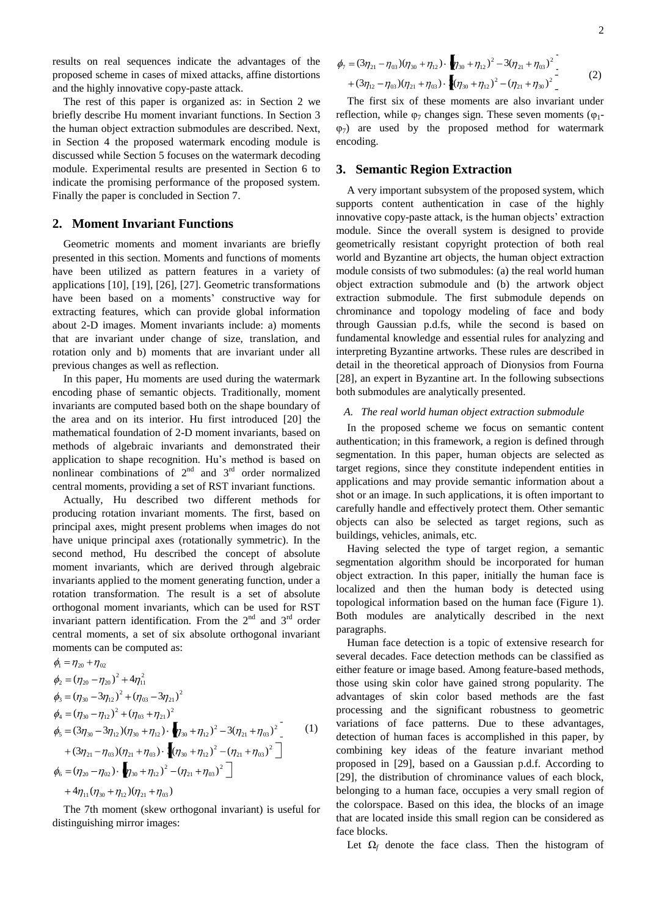results on real sequences indicate the advantages of the proposed scheme in cases of mixed attacks, affine distortions and the highly innovative copy-paste attack.

The rest of this paper is organized as: in Section 2 we briefly describe Hu moment invariant functions. In Section 3 the human object extraction submodules are described. Next, in Section 4 the proposed watermark encoding module is discussed while Section 5 focuses on the watermark decoding module. Experimental results are presented in Section 6 to indicate the promising performance of the proposed system. Finally the paper is concluded in Section 7.

## 2. Moment Invariant Functions

Geometric moments and moment invariants are briefly presented in this section. Moments and functions of moments have been utilized as pattern features in a variety of applications [10], [19], [26], [27]. Geometric transformations have been based on a moments' constructive way for extracting features, which can provide global information about 2-D images. Moment invariants include: a) moments that are invariant under change of size, translation, and rotation only and b) moments that are invariant under all previous changes as well as reflection.

In this paper, Hu moments are used during the watermark encoding phase of semantic objects. Traditionally, moment invariants are computed based both on the shape boundary of the area and on its interior. Hu first introduced [20] the mathematical foundation of 2-D moment invariants, based on methods of algebraic invariants and demonstrated their application to shape recognition. Hu's method is based on nonlinear combinations of 2nd and 3rd order normalized central moments, providing a set of RST invariant functions.

Actually, Hu described two different methods for producing rotation invariant moments. The first, based on principal axes, might present problems when images do not have unique principal axes (rotationally symmetric). In the second method, Hu described the concept of absolute moment invariants, which are derived through algebraic invariants applied to the moment generating function, under a rotation transformation. The result is a set of absolute orthogonal moment invariants, which can be used for RST invariant pattern identification. From the 2nd and 3rd order central moments, a set of six absolute orthogonal invariant moments can be computed as:

$$\begin{aligned}
\phi_1 &= \eta_{20} + \eta_{02} \\
\phi_2 &= (\eta_{20} - \eta_{20})^2 + 4\eta_{11}^2 \\
\phi_3 &= (\eta_{30} - 3\eta_{12})^2 + (\eta_{03} - 3\eta_{21})^2 \\
\phi_4 &= (\eta_{30} - \eta_{12})^2 + (\eta_{03} + \eta_{21})^2 \\
\phi_5 &= (3\eta_{30} - 3\eta_{12})(\eta_{30} + \eta_{12}) \cdot \left[(\eta_{30} + \eta_{12})^2 - 3(\eta_{21} + \eta_{03})^2\right] \\
&\quad + (3\eta_{21} - \eta_{03})(\eta_{21} + \eta_{03}) \cdot \left[(\eta_{30} + \eta_{12})^2 - (\eta_{21} + \eta_{03})^2\right] \\
\phi_6 &= (\eta_{20} - \eta_{02}) \cdot \left[(\eta_{30} + \eta_{12})^2 - (\eta_{21} + \eta_{03})^2\right] \\
&\quad + 4\eta_{11}(\eta_{30} + \eta_{12})(\eta_{21} + \eta_{03})
\end{aligned} \tag{1}$$

The 7th moment (skew orthogonal invariant) is useful for distinguishing mirror images:

$$\begin{aligned}
\phi_7 &= (3\eta_{21} - \eta_{03})(\eta_{30} + \eta_{12}) \cdot \left[(\eta_{30} + \eta_{12})^2 - 3(\eta_{21} + \eta_{03})^2\right] \\
&\quad + (3\eta_{12} - \eta_{03})(\eta_{21} + \eta_{03}) \cdot \left[(\eta_{30} + \eta_{12})^2 - (\eta_{21} + \eta_{30})^2\right]
\end{aligned} \tag{2}$$

The first six of these moments are also invariant under reflection, while $\varphi_7$ changes sign. These seven moments ($\varphi_1$-$\varphi_7$) are used by the proposed method for watermark encoding.

## 3. Semantic Region Extraction

A very important subsystem of the proposed system, which supports content authentication in case of the highly innovative copy-paste attack, is the human objects' extraction module. Since the overall system is designed to provide geometrically resistant copyright protection of both real world and Byzantine art objects, the human object extraction module consists of two submodules: (a) the real world human object extraction submodule and (b) the artwork object extraction submodule. The first submodule depends on chrominance and topology modeling of face and body through Gaussian p.d.fs, while the second is based on fundamental knowledge and essential rules for analyzing and interpreting Byzantine artworks. These rules are described in detail in the theoretical approach of Dionysios from Fourna [28], an expert in Byzantine art. In the following subsections both submodules are analytically presented.

### *A. The real world human object extraction submodule*

In the proposed scheme we focus on semantic content authentication; in this framework, a region is defined through segmentation. In this paper, human objects are selected as target regions, since they constitute independent entities in applications and may provide semantic information about a shot or an image. In such applications, it is often important to carefully handle and effectively protect them. Other semantic objects can also be selected as target regions, such as buildings, vehicles, animals, etc.

Having selected the type of target region, a semantic segmentation algorithm should be incorporated for human object extraction. In this paper, initially the human face is localized and then the human body is detected using topological information based on the human face (Figure 1). Both modules are analytically described in the next paragraphs.

Human face detection is a topic of extensive research for several decades. Face detection methods can be classified as either feature or image based. Among feature-based methods, those using skin color have gained strong popularity. The advantages of skin color based methods are the fast processing and the significant robustness to geometric variations of face patterns. Due to these advantages, detection of human faces is accomplished in this paper, by combining key ideas of the feature invariant method proposed in [29], based on a Gaussian p.d.f. According to [29], the distribution of chrominance values of each block, belonging to a human face, occupies a very small region of the colorspace. Based on this idea, the blocks of an image that are located inside this small region can be considered as face blocks.

Let $\Omega_f$ denote the face class. Then the histogram of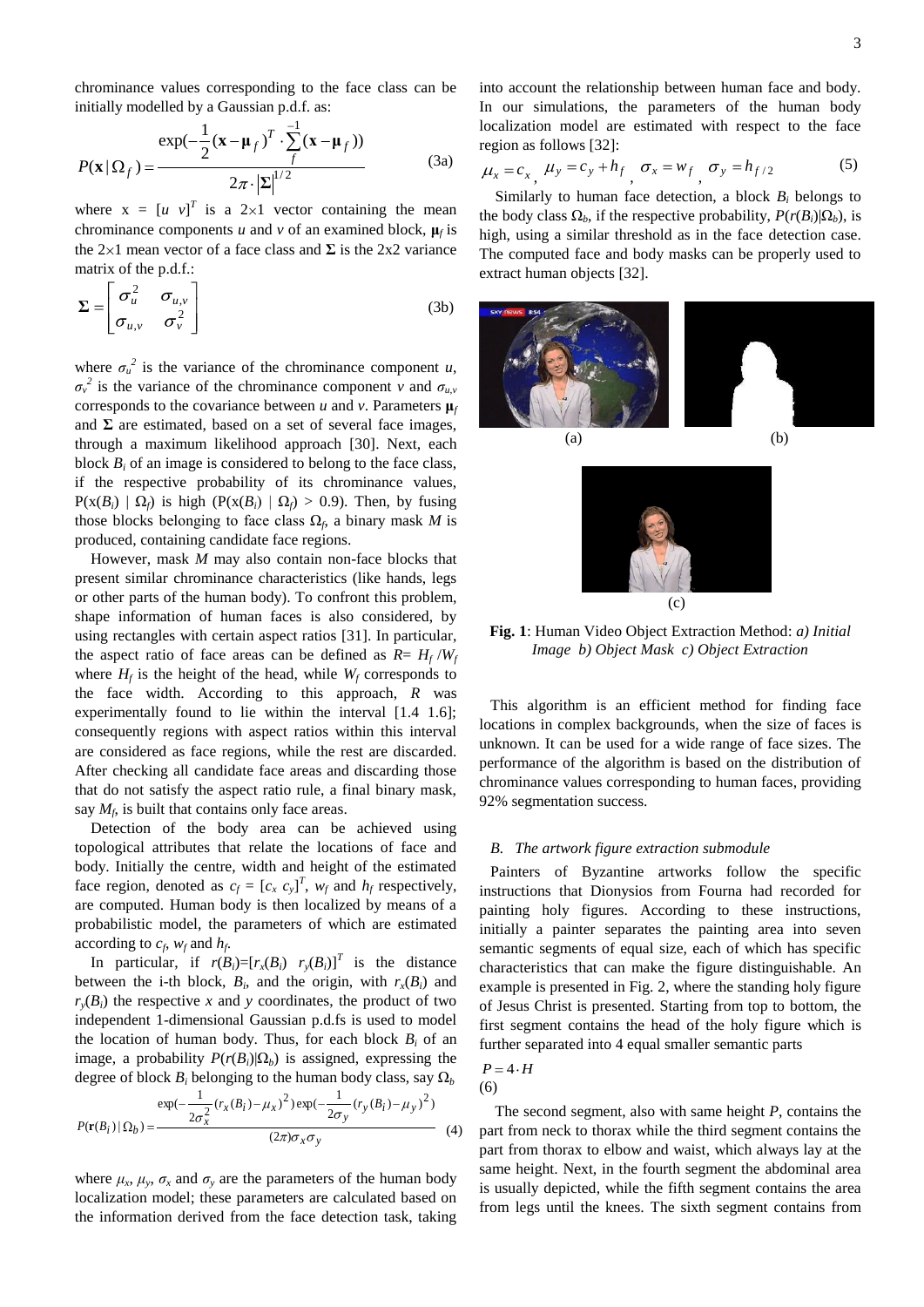chrominance values corresponding to the face class can be initially modelled by a Gaussian p.d.f. as:

$$P(\mathbf{x} \mid \Omega_f) = \frac{\exp(-\frac{1}{2}(\mathbf{x}-\boldsymbol{\mu}_f)^T \cdot \sum_f^{-1}(\mathbf{x}-\boldsymbol{\mu}_f))}{2\pi \cdot |\boldsymbol{\Sigma}|^{1/2}} \tag{3a}$$

where $\mathbf{x} = [u \ \ v]^T$ is a $2\times1$ vector containing the mean chrominance components $u$ and $v$ of an examined block, $\boldsymbol{\mu}_f$ is the $2\times1$ mean vector of a face class and $\boldsymbol{\Sigma}$ is the 2x2 variance matrix of the p.d.f.:

$$\boldsymbol{\Sigma} = \begin{bmatrix} \sigma_u^2 & \sigma_{u,v} \\ \sigma_{u,v} & \sigma_v^2 \end{bmatrix} \tag{3b}$$

where $\sigma_u^2$ is the variance of the chrominance component $u$, $\sigma_v^2$ is the variance of the chrominance component $v$ and $\sigma_{u,v}$ corresponds to the covariance between $u$ and $v$. Parameters $\boldsymbol{\mu}_f$ and $\boldsymbol{\Sigma}$ are estimated, based on a set of several face images, through a maximum likelihood approach [30]. Next, each block $B_i$ of an image is considered to belong to the face class, if the respective probability of its chrominance values, $P(x(B_i) \mid \Omega_f)$ is high ($P(x(B_i) \mid \Omega_f) > 0.9$). Then, by fusing those blocks belonging to face class $\Omega_f$, a binary mask $M$ is produced, containing candidate face regions.

However, mask $M$ may also contain non-face blocks that present similar chrominance characteristics (like hands, legs or other parts of the human body). To confront this problem, shape information of human faces is also considered, by using rectangles with certain aspect ratios [31]. In particular, the aspect ratio of face areas can be defined as $R = H_f / W_f$ where $H_f$ is the height of the head, while $W_f$ corresponds to the face width. According to this approach, $R$ was experimentally found to lie within the interval [1.4 1.6]; consequently regions with aspect ratios within this interval are considered as face regions, while the rest are discarded. After checking all candidate face areas and discarding those that do not satisfy the aspect ratio rule, a final binary mask, say $M_f$, is built that contains only face areas.

Detection of the body area can be achieved using topological attributes that relate the locations of face and body. Initially the centre, width and height of the estimated face region, denoted as $c_f = [c_x \ c_y]^T$, $w_f$ and $h_f$ respectively, are computed. Human body is then localized by means of a probabilistic model, the parameters of which are estimated according to $c_f$, $w_f$ and $h_f$.

In particular, if $r(B_i) = [r_x(B_i) \ \ r_y(B_i)]^T$ is the distance between the i-th block, $B_i$, and the origin, with $r_x(B_i)$ and $r_y(B_i)$ the respective $x$ and $y$ coordinates, the product of two independent 1-dimensional Gaussian p.d.fs is used to model the location of human body. Thus, for each block $B_i$ of an image, a probability $P(r(B_i)|\Omega_b)$ is assigned, expressing the degree of block $B_i$ belonging to the human body class, say $\Omega_b$

$$P(\mathbf{r}(B_i) \mid \Omega_b) = \frac{\exp(-\frac{1}{2\sigma_x^2}(r_x(B_i)-\mu_x)^2)\exp(-\frac{1}{2\sigma_y}(r_y(B_i)-\mu_y)^2)}{(2\pi)\sigma_x\sigma_y} \tag{4}$$

where $\mu_x$, $\mu_y$, $\sigma_x$ and $\sigma_y$ are the parameters of the human body localization model; these parameters are calculated based on the information derived from the face detection task, taking into account the relationship between human face and body. In our simulations, the parameters of the human body localization model are estimated with respect to the face region as follows [32]:

$$\mu_x = c_x, \ \mu_y = c_y + h_f, \ \sigma_x = w_f, \ \sigma_y = h_{f/2} \tag{5}$$

Similarly to human face detection, a block $B_i$ belongs to the body class $\Omega_b$, if the respective probability, $P(r(B_i)|\Omega_b)$, is high, using a similar threshold as in the face detection case. The computed face and body masks can be properly used to extract human objects [32].

**Fig. 1**: Human Video Object Extraction Method: *a) Initial Image b) Object Mask c) Object Extraction*

This algorithm is an efficient method for finding face locations in complex backgrounds, when the size of faces is unknown. It can be used for a wide range of face sizes. The performance of the algorithm is based on the distribution of chrominance values corresponding to human faces, providing 92% segmentation success.

### *B. The artwork figure extraction submodule*

Painters of Byzantine artworks follow the specific instructions that Dionysios from Fourna had recorded for painting holy figures. According to these instructions, initially a painter separates the painting area into seven semantic segments of equal size, each of which has specific characteristics that can make the figure distinguishable. An example is presented in Fig. 2, where the standing holy figure of Jesus Christ is presented. Starting from top to bottom, the first segment contains the head of the holy figure which is further separated into 4 equal smaller semantic parts

$$P = 4 \cdot H \tag{6}$$

The second segment, also with same height $P$, contains the part from neck to thorax while the third segment contains the part from thorax to elbow and waist, which always lay at the same height. Next, in the fourth segment the abdominal area is usually depicted, while the fifth segment contains the area from legs until the knees. The sixth segment contains from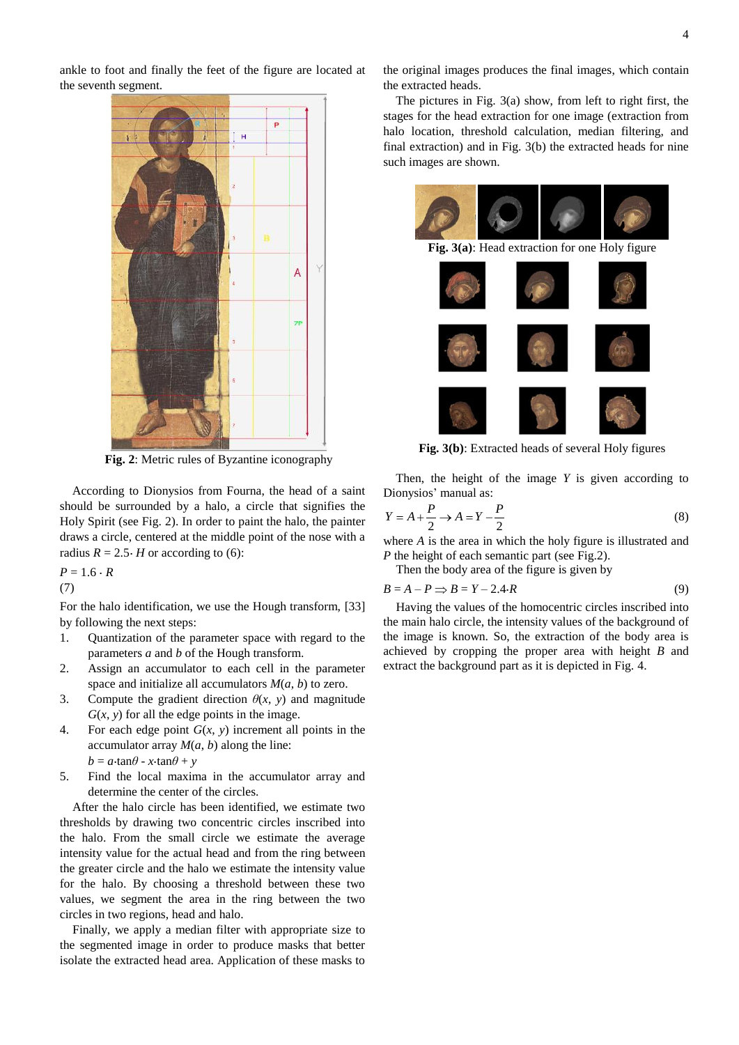ankle to foot and finally the feet of the figure are located at the seventh segment.

**Fig. 2**: Metric rules of Byzantine iconography

According to Dionysios from Fourna, the head of a saint should be surrounded by a halo, a circle that signifies the Holy Spirit (see Fig. 2). In order to paint the halo, the painter draws a circle, centered at the middle point of the nose with a radius $R = 2.5 \cdot H$ or according to (6):

$$P = 1.6 \cdot R \tag{7}$$

For the halo identification, we use the Hough transform, [33] by following the next steps:

1. Quantization of the parameter space with regard to the parameters $a$ and $b$ of the Hough transform.
2. Assign an accumulator to each cell in the parameter space and initialize all accumulators $M(a, b)$ to zero.
3. Compute the gradient direction $\theta(x, y)$ and magnitude $G(x, y)$ for all the edge points in the image.
4. For each edge point $G(x, y)$ increment all points in the accumulator array $M(a, b)$ along the line: $b = a \cdot \tan\theta - x \cdot \tan\theta + y$
5. Find the local maxima in the accumulator array and determine the center of the circles.

After the halo circle has been identified, we estimate two thresholds by drawing two concentric circles inscribed into the halo. From the small circle we estimate the average intensity value for the actual head and from the ring between the greater circle and the halo we estimate the intensity value for the halo. By choosing a threshold between these two values, we segment the area in the ring between the two circles in two regions, head and halo.

Finally, we apply a median filter with appropriate size to the segmented image in order to produce masks that better isolate the extracted head area. Application of these masks to the original images produces the final images, which contain the extracted heads.

The pictures in Fig. 3(a) show, from left to right first, the stages for the head extraction for one image (extraction from halo location, threshold calculation, median filtering, and final extraction) and in Fig. 3(b) the extracted heads for nine such images are shown.

**Fig. 3(a)**: Head extraction for one Holy figure

**Fig. 3(b)**: Extracted heads of several Holy figures

Then, the height of the image $Y$ is given according to Dionysios' manual as:

$$Y = A + \frac{P}{2} \rightarrow A = Y - \frac{P}{2} \tag{8}$$

where $A$ is the area in which the holy figure is illustrated and $P$ the height of each semantic part (see Fig.2).

Then the body area of the figure is given by

$$B = A - P \Rightarrow B = Y - 2.4 \cdot R \tag{9}$$

Having the values of the homocentric circles inscribed into the main halo circle, the intensity values of the background of the image is known. So, the extraction of the body area is achieved by cropping the proper area with height $B$ and extract the background part as it is depicted in Fig. 4.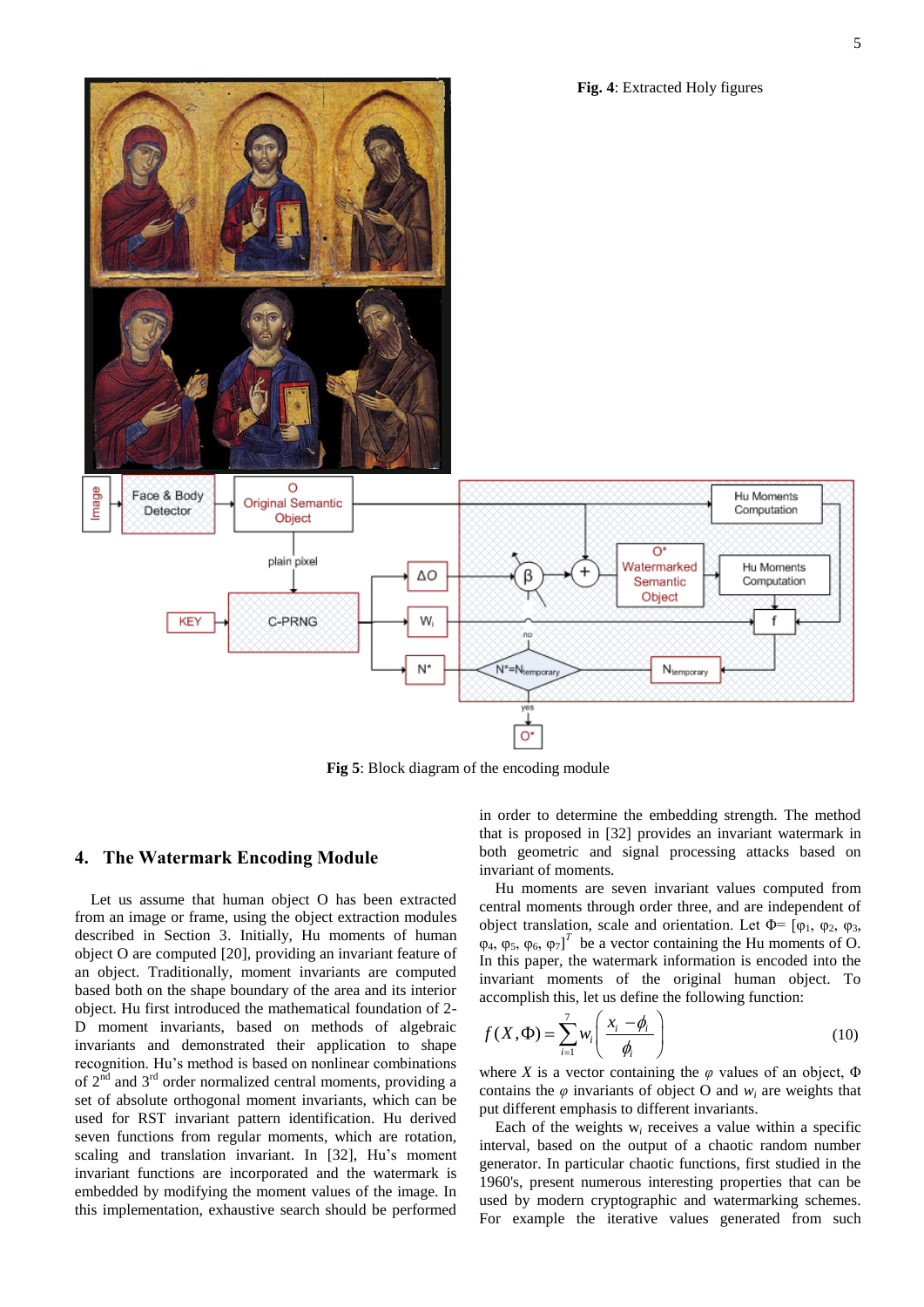Fig. 4: Extracted Holy figures

Fig 5: Block diagram of the encoding module

## 4. The Watermark Encoding Module

Let us assume that human object O has been extracted from an image or frame, using the object extraction modules described in Section 3. Initially, Hu moments of human object O are computed [20], providing an invariant feature of an object. Traditionally, moment invariants are computed based both on the shape boundary of the area and its interior object. Hu first introduced the mathematical foundation of 2-D moment invariants, based on methods of algebraic invariants and demonstrated their application to shape recognition. Hu's method is based on nonlinear combinations of 2nd and 3rd order normalized central moments, providing a set of absolute orthogonal moment invariants, which can be used for RST invariant pattern identification. Hu derived seven functions from regular moments, which are rotation, scaling and translation invariant. In [32], Hu's moment invariant functions are incorporated and the watermark is embedded by modifying the moment values of the image. In this implementation, exhaustive search should be performed in order to determine the embedding strength. The method that is proposed in [32] provides an invariant watermark in both geometric and signal processing attacks based on invariant of moments.

Hu moments are seven invariant values computed from central moments through order three, and are independent of object translation, scale and orientation. Let $\Phi = [\varphi_1, \varphi_2, \varphi_3, \varphi_4, \varphi_5, \varphi_6, \varphi_7]^T$ be a vector containing the Hu moments of O. In this paper, the watermark information is encoded into the invariant moments of the original human object. To accomplish this, let us define the following function:

$$f(X,\Phi) = \sum_{i=1}^{7} w_i \left( \frac{x_i - \phi_i}{\phi_i} \right) \quad (10)$$

where $X$ is a vector containing the $\varphi$ values of an object, $\Phi$ contains the $\varphi$ invariants of object O and $w_i$ are weights that put different emphasis to different invariants.

Each of the weights $w_i$ receives a value within a specific interval, based on the output of a chaotic random number generator. In particular chaotic functions, first studied in the 1960's, present numerous interesting properties that can be used by modern cryptographic and watermarking schemes. For example the iterative values generated from such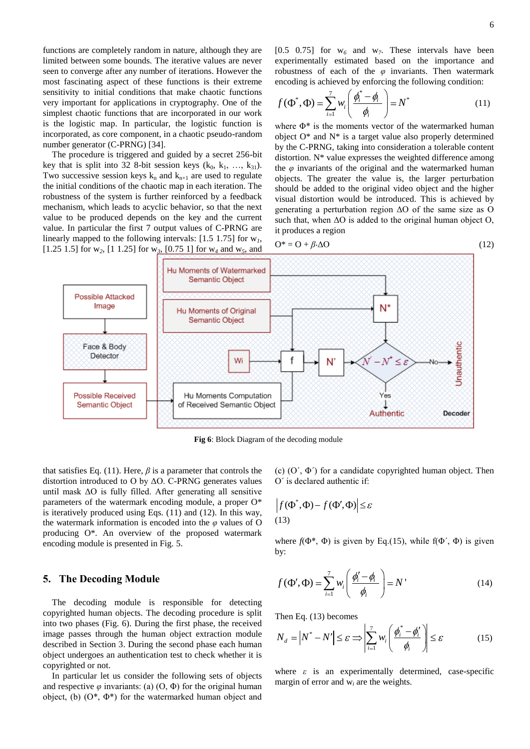functions are completely random in nature, although they are limited between some bounds. The iterative values are never seen to converge after any number of iterations. However the most fascinating aspect of these functions is their extreme sensitivity to initial conditions that make chaotic functions very important for applications in cryptography. One of the simplest chaotic functions that are incorporated in our work is the logistic map. In particular, the logistic function is incorporated, as core component, in a chaotic pseudo-random number generator (C-PRNG) [34].

The procedure is triggered and guided by a secret 256-bit key that is split into 32 8-bit session keys ($k_0$, $k_1$, …, $k_{31}$). Two successive session keys $k_n$ and $k_{n+1}$ are used to regulate the initial conditions of the chaotic map in each iteration. The robustness of the system is further reinforced by a feedback mechanism, which leads to acyclic behavior, so that the next value to be produced depends on the key and the current value. In particular the first 7 output values of C-PRNG are linearly mapped to the following intervals: [1.5 1.75] for $w_1$, [1.25 1.5] for $w_2$, [1 1.25] for $w_3$, [0.75 1] for $w_4$ and $w_5$, and [0.5 0.75] for $w_6$ and $w_7$. These intervals have been experimentally estimated based on the importance and robustness of each of the $\varphi$ invariants. Then watermark encoding is achieved by enforcing the following condition:

$$f(\Phi^*, \Phi) = \sum_{i=1}^{7} w_i \left( \frac{\phi_i^* - \phi_i}{\phi_i} \right) = N^* \tag{11}$$

where $\Phi^*$ is the moments vector of the watermarked human object $O^*$ and $N^*$ is a target value also properly determined by the C-PRNG, taking into consideration a tolerable content distortion. $N^*$ value expresses the weighted difference among the $\varphi$ invariants of the original and the watermarked human objects. The greater the value is, the larger perturbation should be added to the original video object and the higher visual distortion would be introduced. This is achieved by generating a perturbation region $\Delta O$ of the same size as O such that, when $\Delta O$ is added to the original human object O, it produces a region

$$O^* = O + \beta \cdot \Delta O \tag{12}$$

that satisfies Eq. (11). Here, $\beta$ is a parameter that controls the distortion introduced to O by $\Delta O$. C-PRNG generates values until mask $\Delta O$ is fully filled. After generating all sensitive parameters of the watermark encoding module, a proper $O^*$ is iteratively produced using Eqs. (11) and (12). In this way, the watermark information is encoded into the $\varphi$ values of O producing $O^*$. An overview of the proposed watermark encoding module is presented in Fig. 5.

**Fig 6**: Block Diagram of the decoding module

## 5. The Decoding Module

The decoding module is responsible for detecting copyrighted human objects. The decoding procedure is split into two phases (Fig. 6). During the first phase, the received image passes through the human object extraction module described in Section 3. During the second phase each human object undergoes an authentication test to check whether it is copyrighted or not.

In particular let us consider the following sets of objects and respective $\varphi$ invariants: (a) (O, $\Phi$) for the original human object, (b) ($O^*$, $\Phi^*$) for the watermarked human object and (c) ($O'$, $\Phi'$) for a candidate copyrighted human object. Then $O'$ is declared authentic if:

$$\left| f(\Phi^*, \Phi) - f(\Phi', \Phi) \right| \le \varepsilon \tag{13}$$

where $f(\Phi^*, \Phi)$ is given by Eq.(15), while $f(\Phi', \Phi)$ is given by:

$$f(\Phi', \Phi) = \sum_{i=1}^{7} w_i \left( \frac{\phi_i' - \phi_i}{\phi_i} \right) = N' \tag{14}$$

Then Eq. (13) becomes

$$N_d = \left| N^* - N' \right| \le \varepsilon \Rightarrow \left| \sum_{i=1}^{7} w_i \left( \frac{\phi_i^* - \phi_i'}{\phi_i} \right) \right| \le \varepsilon \tag{15}$$

where $\varepsilon$ is an experimentally determined, case-specific margin of error and $w_i$ are the weights.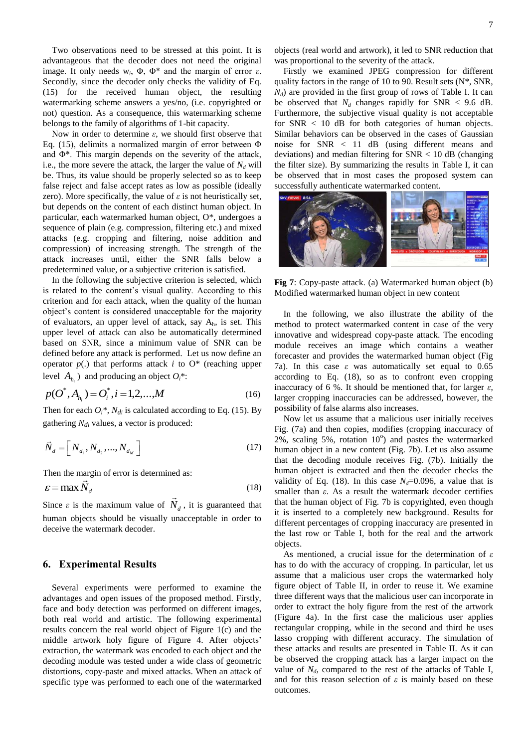Two observations need to be stressed at this point. It is advantageous that the decoder does not need the original image. It only needs $w_i$, Φ, Φ* and the margin of error *ε*. Secondly, since the decoder only checks the validity of Eq. (15) for the received human object, the resulting watermarking scheme answers a yes/no, (i.e. copyrighted or not) question. As a consequence, this watermarking scheme belongs to the family of algorithms of 1-bit capacity.

Now in order to determine *ε*, we should first observe that Eq. (15), delimits a normalized margin of error between Φ and Φ*. This margin depends on the severity of the attack, i.e., the more severe the attack, the larger the value of $N_d$ will be. Thus, its value should be properly selected so as to keep false reject and false accept rates as low as possible (ideally zero). More specifically, the value of *ε* is not heuristically set, but depends on the content of each distinct human object. In particular, each watermarked human object, O*, undergoes a sequence of plain (e.g. compression, filtering etc.) and mixed attacks (e.g. cropping and filtering, noise addition and compression) of increasing strength. The strength of the attack increases until, either the SNR falls below a predetermined value, or a subjective criterion is satisfied.

In the following the subjective criterion is selected, which is related to the content's visual quality. According to this criterion and for each attack, when the quality of the human object's content is considered unacceptable for the majority of evaluators, an upper level of attack, say $A_h$, is set. This upper level of attack can also be automatically determined based on SNR, since a minimum value of SNR can be defined before any attack is performed. Let us now define an operator *p*(.) that performs attack *i* to O* (reaching upper level $A_{h_i}$) and producing an object $O_i$*:

$$p(O^*, A_{h_i}) = O_i^*, i = 1,2,...,M \tag{16}$$

Then for each $O_i$*, $N_{di}$ is calculated according to Eq. (15). By gathering $N_{di}$ values, a vector is produced:

$$\vec{N}_d = \left[ N_{d_1}, N_{d_2}, ..., N_{d_M} \right] \tag{17}$$

Then the margin of error is determined as:

$$\varepsilon = \max \vec{N}_d \tag{18}$$

Since *ε* is the maximum value of $\vec{N}_d$, it is guaranteed that human objects should be visually unacceptable in order to deceive the watermark decoder.

## 6. Experimental Results

Several experiments were performed to examine the advantages and open issues of the proposed method. Firstly, face and body detection was performed on different images, both real world and artistic. The following experimental results concern the real world object of Figure 1(c) and the middle artwork holy figure of Figure 4. After objects' extraction, the watermark was encoded to each object and the decoding module was tested under a wide class of geometric distortions, copy-paste and mixed attacks. When an attack of specific type was performed to each one of the watermarked objects (real world and artwork), it led to SNR reduction that was proportional to the severity of the attack.

Firstly we examined JPEG compression for different quality factors in the range of 10 to 90. Result sets (N*, SNR, $N_d$) are provided in the first group of rows of Table I. It can be observed that $N_d$ changes rapidly for SNR < 9.6 dB. Furthermore, the subjective visual quality is not acceptable for SNR < 10 dB for both categories of human objects. Similar behaviors can be observed in the cases of Gaussian noise for SNR < 11 dB (using different means and deviations) and median filtering for SNR < 10 dB (changing the filter size). By summarizing the results in Table I, it can be observed that in most cases the proposed system can successfully authenticate watermarked content.

**Fig 7**: Copy-paste attack. (a) Watermarked human object (b) Modified watermarked human object in new content

In the following, we also illustrate the ability of the method to protect watermarked content in case of the very innovative and widespread copy-paste attack. The encoding module receives an image which contains a weather forecaster and provides the watermarked human object (Fig 7a). In this case *ε* was automatically set equal to 0.65 according to Eq. (18), so as to confront even cropping inaccuracy of 6 %. It should be mentioned that, for larger *ε*, larger cropping inaccuracies can be addressed, however, the possibility of false alarms also increases.

Now let us assume that a malicious user initially receives Fig. (7a) and then copies, modifies (cropping inaccuracy of 2%, scaling 5%, rotation $10^o$) and pastes the watermarked human object in a new content (Fig. 7b). Let us also assume that the decoding module receives Fig. (7b). Initially the human object is extracted and then the decoder checks the validity of Eq. (18). In this case $N_d$=0.096, a value that is smaller than *ε*. As a result the watermark decoder certifies that the human object of Fig. 7b is copyrighted, even though it is inserted to a completely new background. Results for different percentages of cropping inaccuracy are presented in the last row or Table I, both for the real and the artwork objects.

As mentioned, a crucial issue for the determination of *ε* has to do with the accuracy of cropping. In particular, let us assume that a malicious user crops the watermarked holy figure object of Table II, in order to reuse it. We examine three different ways that the malicious user can incorporate in order to extract the holy figure from the rest of the artwork (Figure 4a). In the first case the malicious user applies rectangular cropping, while in the second and third he uses lasso cropping with different accuracy. The simulation of these attacks and results are presented in Table II. As it can be observed the cropping attack has a larger impact on the value of $N_d$, compared to the rest of the attacks of Table I, and for this reason selection of *ε* is mainly based on these outcomes.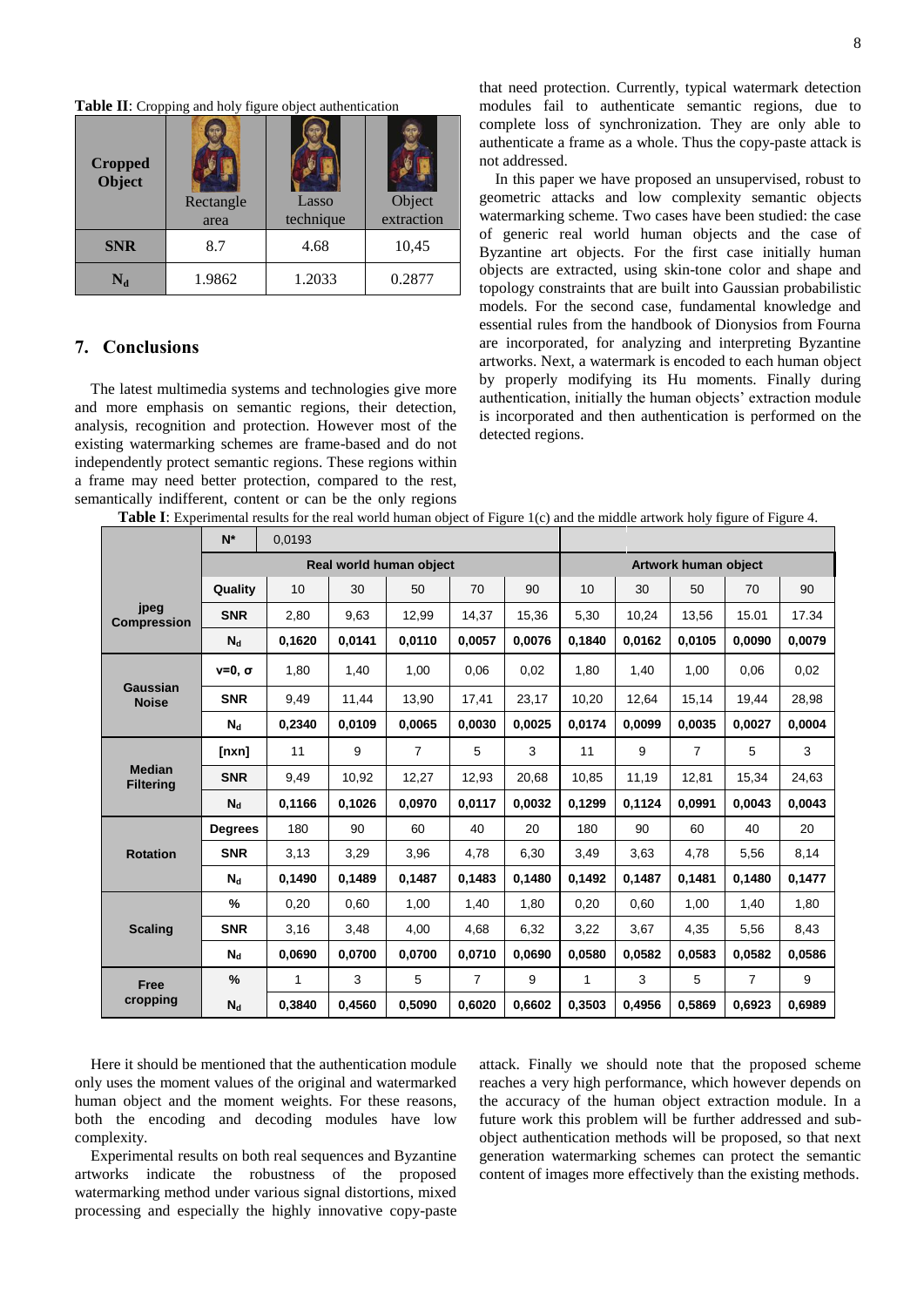**Table II**: Cropping and holy figure object authentication

| Cropped Object | Rectangle area | Lasso technique | Object extraction |
|---|---|---|---|
| **SNR** | 8.7 | 4.68 | 10,45 |
| **$N_d$** | 1.9862 | 1.2033 | 0.2877 |

## 7. Conclusions

The latest multimedia systems and technologies give more and more emphasis on semantic regions, their detection, analysis, recognition and protection. However most of the existing watermarking schemes are frame-based and do not independently protect semantic regions. These regions within a frame may need better protection, compared to the rest, semantically indifferent, content or can be the only regions that need protection. Currently, typical watermark detection modules fail to authenticate semantic regions, due to complete loss of synchronization. They are only able to authenticate a frame as a whole. Thus the copy-paste attack is not addressed.

In this paper we have proposed an unsupervised, robust to geometric attacks and low complexity semantic objects watermarking scheme. Two cases have been studied: the case of generic real world human objects and the case of Byzantine art objects. For the first case initially human objects are extracted, using skin-tone color and shape and topology constraints that are built into Gaussian probabilistic models. For the second case, fundamental knowledge and essential rules from the handbook of Dionysios from Fourna are incorporated, for analyzing and interpreting Byzantine artworks. Next, a watermark is encoded to each human object by properly modifying its Hu moments. Finally during authentication, initially the human objects' extraction module is incorporated and then authentication is performed on the detected regions.

**Table I**: Experimental results for the real world human object of Figure 1(c) and the middle artwork holy figure of Figure 4.

| | N* | 0,0193 | | | | | | | | | |
|---|---|---|---|---|---|---|---|---|---|---|---|
| | | Real world human object | | | | | Artwork human object | | | | |
| **jpeg Compression** | **Quality** | 10 | 30 | 50 | 70 | 90 | 10 | 30 | 50 | 70 | 90 |
| | **SNR** | 2,80 | 9,63 | 12,99 | 14,37 | 15,36 | 5,30 | 10,24 | 13,56 | 15.01 | 17.34 |
| | **$N_d$** | **0,1620** | **0,0141** | **0,0110** | **0,0057** | **0,0076** | **0,1840** | **0,0162** | **0,0105** | **0,0090** | **0,0079** |
| **Gaussian Noise** | **v=0, σ** | 1,80 | 1,40 | 1,00 | 0,06 | 0,02 | 1,80 | 1,40 | 1,00 | 0,06 | 0,02 |
| | **SNR** | 9,49 | 11,44 | 13,90 | 17,41 | 23,17 | 10,20 | 12,64 | 15,14 | 19,44 | 28,98 |
| | **$N_d$** | **0,2340** | **0,0109** | **0,0065** | **0,0030** | **0,0025** | **0,0174** | **0,0099** | **0,0035** | **0,0027** | **0,0004** |
| **Median Filtering** | **[nxn]** | 11 | 9 | 7 | 5 | 3 | 11 | 9 | 7 | 5 | 3 |
| | **SNR** | 9,49 | 10,92 | 12,27 | 12,93 | 20,68 | 10,85 | 11,19 | 12,81 | 15,34 | 24,63 |
| | **$N_d$** | **0,1166** | **0,1026** | **0,0970** | **0,0117** | **0,0032** | **0,1299** | **0,1124** | **0,0991** | **0,0043** | **0,0043** |
| **Rotation** | **Degrees** | 180 | 90 | 60 | 40 | 20 | 180 | 90 | 60 | 40 | 20 |
| | **SNR** | 3,13 | 3,29 | 3,96 | 4,78 | 6,30 | 3,49 | 3,63 | 4,78 | 5,56 | 8,14 |
| | **$N_d$** | **0,1490** | **0,1489** | **0,1487** | **0,1483** | **0,1480** | **0,1492** | **0,1487** | **0,1481** | **0,1480** | **0,1477** |
| **Scaling** | **%** | 0,20 | 0,60 | 1,00 | 1,40 | 1,80 | 0,20 | 0,60 | 1,00 | 1,40 | 1,80 |
| | **SNR** | 3,16 | 3,48 | 4,00 | 4,68 | 6,32 | 3,22 | 3,67 | 4,35 | 5,56 | 8,43 |
| | **$N_d$** | **0,0690** | **0,0700** | **0,0700** | **0,0710** | **0,0690** | **0,0580** | **0,0582** | **0,0583** | **0,0582** | **0,0586** |
| **Free cropping** | **%** | 1 | 3 | 5 | 7 | 9 | 1 | 3 | 5 | 7 | 9 |
| | **$N_d$** | **0,3840** | **0,4560** | **0,5090** | **0,6020** | **0,6602** | **0,3503** | **0,4956** | **0,5869** | **0,6923** | **0,6989** |

Here it should be mentioned that the authentication module only uses the moment values of the original and watermarked human object and the moment weights. For these reasons, both the encoding and decoding modules have low complexity.

Experimental results on both real sequences and Byzantine artworks indicate the robustness of the proposed watermarking method under various signal distortions, mixed processing and especially the highly innovative copy-paste attack. Finally we should note that the proposed scheme reaches a very high performance, which however depends on the accuracy of the human object extraction module. In a future work this problem will be further addressed and sub-object authentication methods will be proposed, so that next generation watermarking schemes can protect the semantic content of images more effectively than the existing methods.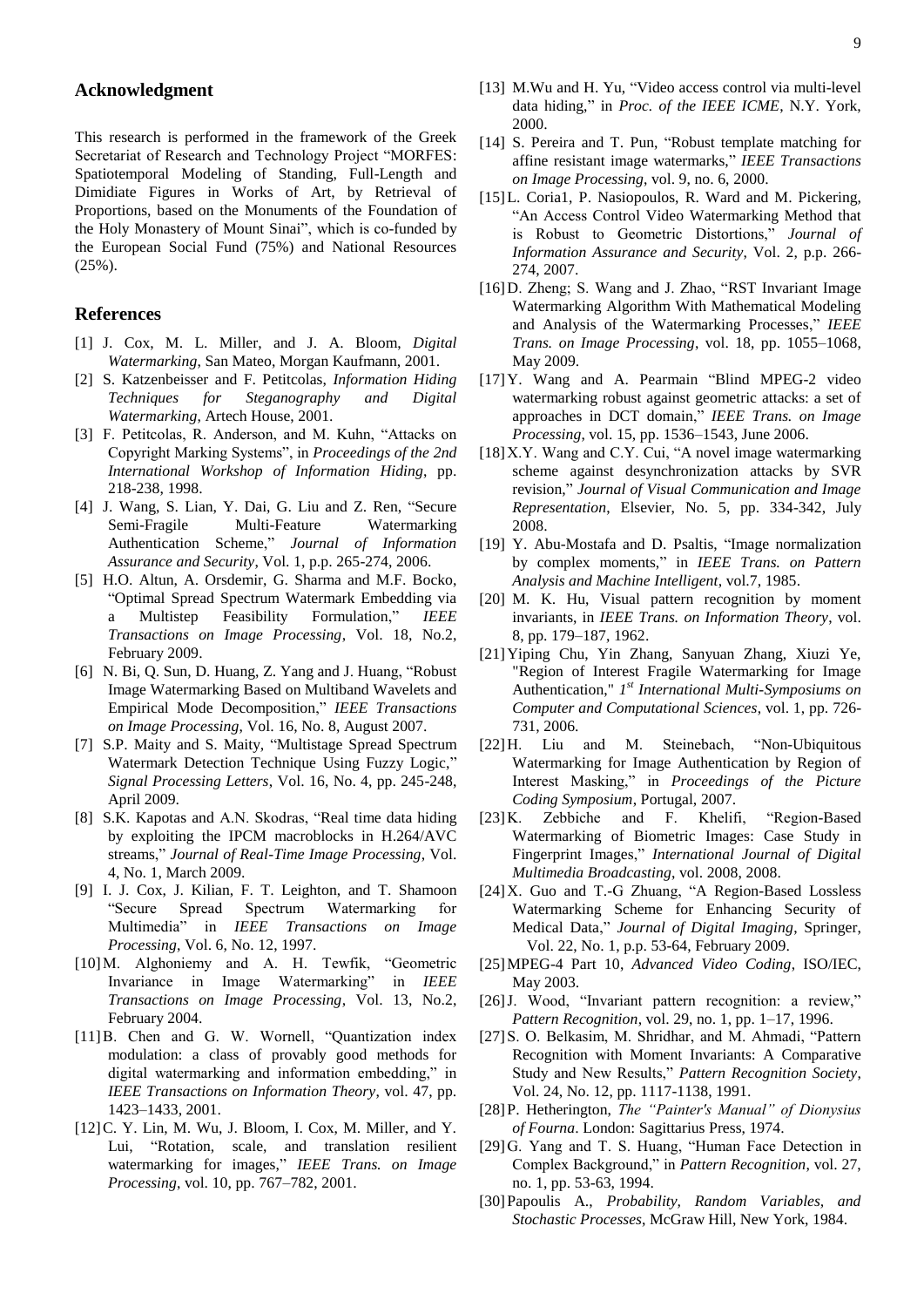## Acknowledgment

This research is performed in the framework of the Greek Secretariat of Research and Technology Project "MORFES: Spatiotemporal Modeling of Standing, Full-Length and Dimidiate Figures in Works of Art, by Retrieval of Proportions, based on the Monuments of the Foundation of the Holy Monastery of Mount Sinai", which is co-funded by the European Social Fund (75%) and National Resources (25%).

## References

[1] J. Cox, M. L. Miller, and J. A. Bloom, *Digital Watermarking*, San Mateo, Morgan Kaufmann, 2001.

[2] S. Katzenbeisser and F. Petitcolas, *Information Hiding Techniques for Steganography and Digital Watermarking*, Artech House, 2001.

[3] F. Petitcolas, R. Anderson, and M. Kuhn, "Attacks on Copyright Marking Systems", in *Proceedings of the 2nd International Workshop of Information Hiding*, pp. 218-238, 1998.

[4] J. Wang, S. Lian, Y. Dai, G. Liu and Z. Ren, "Secure Semi-Fragile Multi-Feature Watermarking Authentication Scheme," *Journal of Information Assurance and Security*, Vol. 1, p.p. 265-274, 2006.

[5] H.O. Altun, A. Orsdemir, G. Sharma and M.F. Bocko, "Optimal Spread Spectrum Watermark Embedding via a Multistep Feasibility Formulation," *IEEE Transactions on Image Processing*, Vol. 18, No.2, February 2009.

[6] N. Bi, Q. Sun, D. Huang, Z. Yang and J. Huang, "Robust Image Watermarking Based on Multiband Wavelets and Empirical Mode Decomposition," *IEEE Transactions on Image Processing*, Vol. 16, No. 8, August 2007.

[7] S.P. Maity and S. Maity, "Multistage Spread Spectrum Watermark Detection Technique Using Fuzzy Logic," *Signal Processing Letters*, Vol. 16, No. 4, pp. 245-248, April 2009.

[8] S.K. Kapotas and A.N. Skodras, "Real time data hiding by exploiting the IPCM macroblocks in H.264/AVC streams," *Journal of Real-Time Image Processing*, Vol. 4, No. 1, March 2009.

[9] I. J. Cox, J. Kilian, F. T. Leighton, and T. Shamoon "Secure Spread Spectrum Watermarking for Multimedia" in *IEEE Transactions on Image Processing*, Vol. 6, No. 12, 1997.

[10] M. Alghoniemy and A. H. Tewfik, "Geometric Invariance in Image Watermarking" in *IEEE Transactions on Image Processing*, Vol. 13, No.2, February 2004.

[11] B. Chen and G. W. Wornell, "Quantization index modulation: a class of provably good methods for digital watermarking and information embedding," in *IEEE Transactions on Information Theory*, vol. 47, pp. 1423–1433, 2001.

[12] C. Y. Lin, M. Wu, J. Bloom, I. Cox, M. Miller, and Y. Lui, "Rotation, scale, and translation resilient watermarking for images," *IEEE Trans. on Image Processing*, vol. 10, pp. 767–782, 2001.

[13] M.Wu and H. Yu, "Video access control via multi-level data hiding," in *Proc. of the IEEE ICME*, N.Y. York, 2000.

[14] S. Pereira and T. Pun, "Robust template matching for affine resistant image watermarks," *IEEE Transactions on Image Processing*, vol. 9, no. 6, 2000.

[15] L. Coria1, P. Nasiopoulos, R. Ward and M. Pickering, "An Access Control Video Watermarking Method that is Robust to Geometric Distortions," *Journal of Information Assurance and Security*, Vol. 2, p.p. 266-274, 2007.

[16] D. Zheng; S. Wang and J. Zhao, "RST Invariant Image Watermarking Algorithm With Mathematical Modeling and Analysis of the Watermarking Processes," *IEEE Trans. on Image Processing*, vol. 18, pp. 1055–1068, May 2009.

[17] Y. Wang and A. Pearmain "Blind MPEG-2 video watermarking robust against geometric attacks: a set of approaches in DCT domain," *IEEE Trans. on Image Processing*, vol. 15, pp. 1536–1543, June 2006.

[18] X.Y. Wang and C.Y. Cui, "A novel image watermarking scheme against desynchronization attacks by SVR revision," *Journal of Visual Communication and Image Representation*, Elsevier, No. 5, pp. 334-342, July 2008.

[19] Y. Abu-Mostafa and D. Psaltis, "Image normalization by complex moments," in *IEEE Trans. on Pattern Analysis and Machine Intelligent*, vol.7, 1985.

[20] M. K. Hu, Visual pattern recognition by moment invariants, in *IEEE Trans. on Information Theory*, vol. 8, pp. 179–187, 1962.

[21] Yiping Chu, Yin Zhang, Sanyuan Zhang, Xiuzi Ye, "Region of Interest Fragile Watermarking for Image Authentication," *1st International Multi-Symposiums on Computer and Computational Sciences*, vol. 1, pp. 726-731, 2006.

[22] H. Liu and M. Steinebach, "Non-Ubiquitous Watermarking for Image Authentication by Region of Interest Masking," in *Proceedings of the Picture Coding Symposium*, Portugal, 2007.

[23] K. Zebbiche and F. Khelifi, "Region-Based Watermarking of Biometric Images: Case Study in Fingerprint Images," *International Journal of Digital Multimedia Broadcasting*, vol. 2008, 2008.

[24] X. Guo and T.-G Zhuang, "A Region-Based Lossless Watermarking Scheme for Enhancing Security of Medical Data," *Journal of Digital Imaging*, Springer, Vol. 22, No. 1, p.p. 53-64, February 2009.

[25] MPEG-4 Part 10, *Advanced Video Coding*, ISO/IEC, May 2003.

[26] J. Wood, "Invariant pattern recognition: a review," *Pattern Recognition*, vol. 29, no. 1, pp. 1–17, 1996.

[27] S. O. Belkasim, M. Shridhar, and M. Ahmadi, "Pattern Recognition with Moment Invariants: A Comparative Study and New Results," *Pattern Recognition Society*, Vol. 24, No. 12, pp. 1117-1138, 1991.

[28] P. Hetherington, *The "Painter's Manual" of Dionysius of Fourna*. London: Sagittarius Press, 1974.

[29] G. Yang and T. S. Huang, "Human Face Detection in Complex Background," in *Pattern Recognition*, vol. 27, no. 1, pp. 53-63, 1994.

[30] Papoulis A., *Probability, Random Variables, and Stochastic Processes*, McGraw Hill, New York, 1984.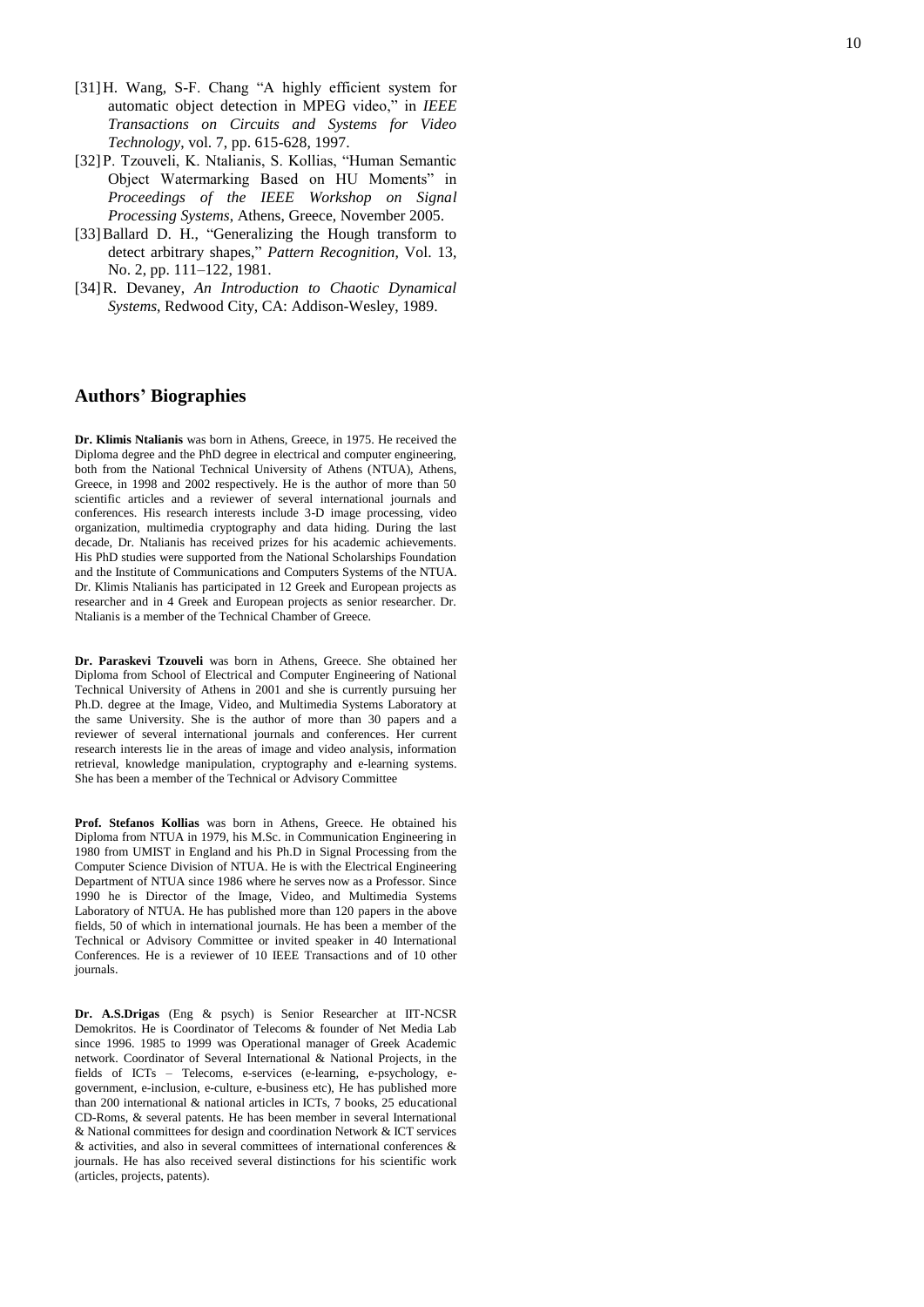[31] H. Wang, S-F. Chang "A highly efficient system for automatic object detection in MPEG video," in *IEEE Transactions on Circuits and Systems for Video Technology*, vol. 7, pp. 615-628, 1997.

[32] P. Tzouveli, K. Ntalianis, S. Kollias, "Human Semantic Object Watermarking Based on HU Moments" in *Proceedings of the IEEE Workshop on Signal Processing Systems*, Athens, Greece, November 2005.

[33] Ballard D. H., "Generalizing the Hough transform to detect arbitrary shapes," *Pattern Recognition*, Vol. 13, No. 2, pp. 111–122, 1981.

[34] R. Devaney, *An Introduction to Chaotic Dynamical Systems*, Redwood City, CA: Addison-Wesley, 1989.

## Authors' Biographies

**Dr. Klimis Ntalianis** was born in Athens, Greece, in 1975. He received the Diploma degree and the PhD degree in electrical and computer engineering, both from the National Technical University of Athens (NTUA), Athens, Greece, in 1998 and 2002 respectively. He is the author of more than 50 scientific articles and a reviewer of several international journals and conferences. His research interests include 3-D image processing, video organization, multimedia cryptography and data hiding. During the last decade, Dr. Ntalianis has received prizes for his academic achievements. His PhD studies were supported from the National Scholarships Foundation and the Institute of Communications and Computers Systems of the NTUA. Dr. Klimis Ntalianis has participated in 12 Greek and European projects as researcher and in 4 Greek and European projects as senior researcher. Dr. Ntalianis is a member of the Technical Chamber of Greece.

**Dr. Paraskevi Tzouveli** was born in Athens, Greece. She obtained her Diploma from School of Electrical and Computer Engineering of National Technical University of Athens in 2001 and she is currently pursuing her Ph.D. degree at the Image, Video, and Multimedia Systems Laboratory at the same University. She is the author of more than 30 papers and a reviewer of several international journals and conferences. Her current research interests lie in the areas of image and video analysis, information retrieval, knowledge manipulation, cryptography and e-learning systems. She has been a member of the Technical or Advisory Committee

**Prof. Stefanos Kollias** was born in Athens, Greece. He obtained his Diploma from NTUA in 1979, his M.Sc. in Communication Engineering in 1980 from UMIST in England and his Ph.D in Signal Processing from the Computer Science Division of NTUA. He is with the Electrical Engineering Department of NTUA since 1986 where he serves now as a Professor. Since 1990 he is Director of the Image, Video, and Multimedia Systems Laboratory of NTUA. He has published more than 120 papers in the above fields, 50 of which in international journals. He has been a member of the Technical or Advisory Committee or invited speaker in 40 International Conferences. He is a reviewer of 10 IEEE Transactions and of 10 other journals.

**Dr. A.S.Drigas** (Eng & psych) is Senior Researcher at IIT-NCSR Demokritos. He is Coordinator of Telecoms & founder of Net Media Lab since 1996. 1985 to 1999 was Operational manager of Greek Academic network. Coordinator of Several International & National Projects, in the fields of ICTs – Telecoms, e-services (e-learning, e-psychology, e-government, e-inclusion, e-culture, e-business etc), He has published more than 200 international & national articles in ICTs, 7 books, 25 educational CD-Roms, & several patents. He has been member in several International & National committees for design and coordination Network & ICT services & activities, and also in several committees of international conferences & journals. He has also received several distinctions for his scientific work (articles, projects, patents).